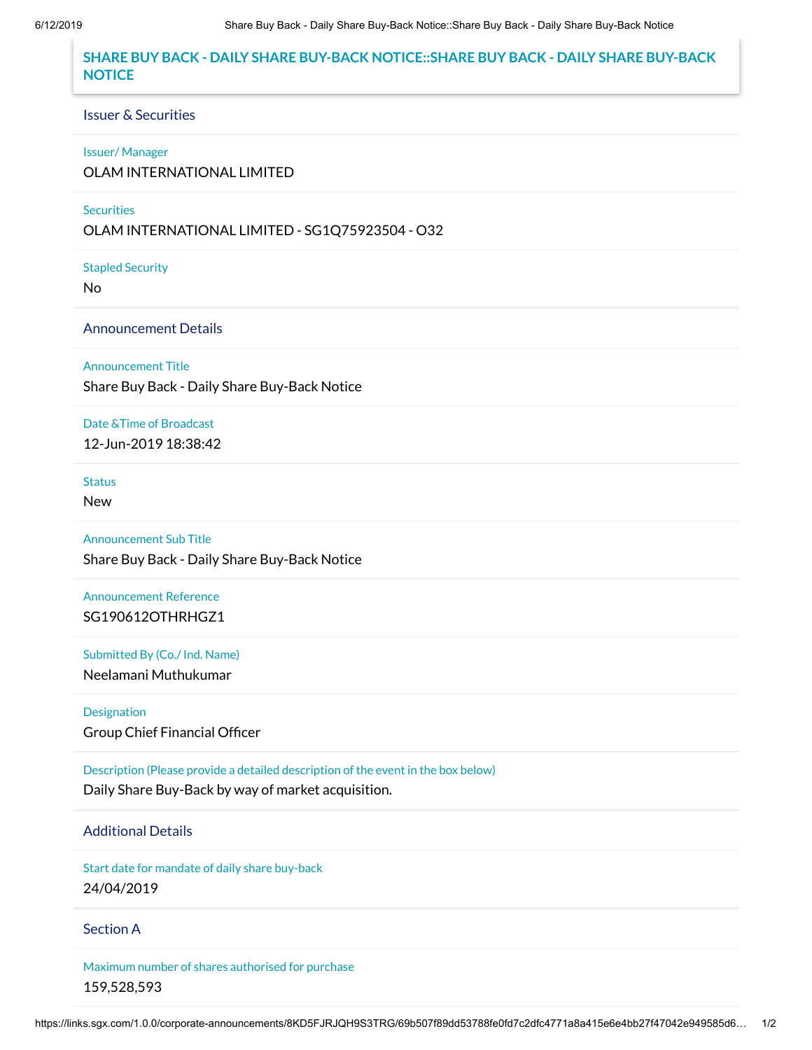# SHARE BUY BACK - DAILY SHARE BUY-BACK NOTICE::SHARE BUY BACK - DAILY SHARE BUY-BACK NOTICE

## Issuer & Securities

Issuer/ Manager

OLAM INTERNATIONAL LIMITED

Securities

OLAM INTERNATIONAL LIMITED - SG1Q75923504 - O32

Stapled Security

No

## Announcement Details

Announcement Title

Share Buy Back - Daily Share Buy-Back Notice

Date &Time of Broadcast

12-Jun-2019 18:38:42

Status

New

Announcement Sub Title

Share Buy Back - Daily Share Buy-Back Notice

Announcement Reference

SG190612OTHRHGZ1

Submitted By (Co./ Ind. Name)

Neelamani Muthukumar

Designation

Group Chief Financial Officer

Description (Please provide a detailed description of the event in the box below)

Daily Share Buy-Back by way of market acquisition.

## Additional Details

Start date for mandate of daily share buy-back

24/04/2019

## Section A

Maximum number of shares authorised for purchase

159,528,593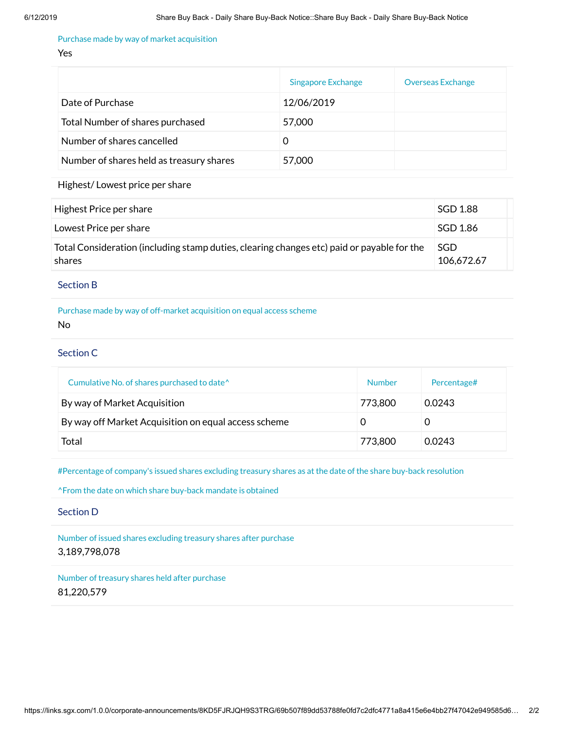Purchase made by way of market acquisition

Yes

| | Singapore Exchange | Overseas Exchange |
|---|---|---|
| Date of Purchase | 12/06/2019 | |
| Total Number of shares purchased | 57,000 | |
| Number of shares cancelled | 0 | |
| Number of shares held as treasury shares | 57,000 | |

Highest/ Lowest price per share

| | |
|---|---|
| Highest Price per share | SGD 1.88 |
| Lowest Price per share | SGD 1.86 |
| Total Consideration (including stamp duties, clearing changes etc) paid or payable for the shares | SGD 106,672.67 |

## Section B

Purchase made by way of off-market acquisition on equal access scheme

No

## Section C

| Cumulative No. of shares purchased to date^ | Number | Percentage# |
|---|---|---|
| By way of Market Acquisition | 773,800 | 0.0243 |
| By way off Market Acquisition on equal access scheme | 0 | 0 |
| Total | 773,800 | 0.0243 |

#Percentage of company's issued shares excluding treasury shares as at the date of the share buy-back resolution

^From the date on which share buy-back mandate is obtained

## Section D

Number of issued shares excluding treasury shares after purchase

3,189,798,078

Number of treasury shares held after purchase

81,220,579